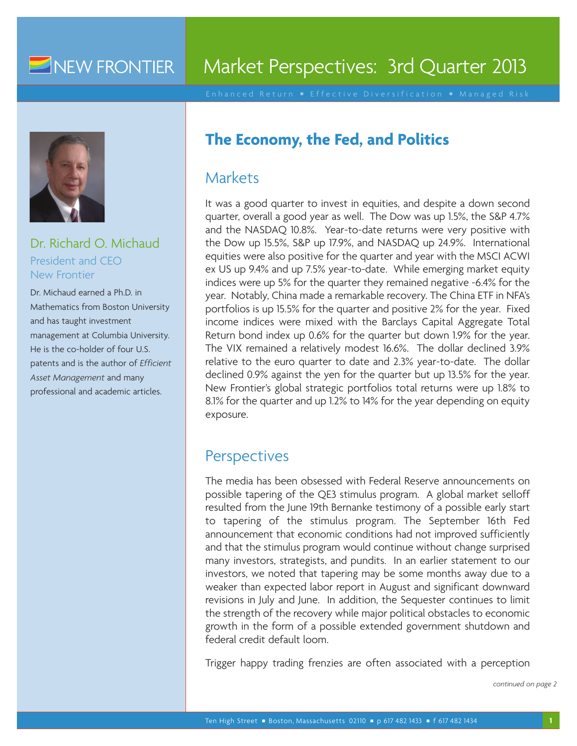# NEW FRONTIER

# Market Perspectives: 3rd Quarter 2013

Enhanced Return ▪ Effective Diversification ▪ Managed Risk

## Dr. Richard O. Michaud

President and CEO
New Frontier

Dr. Michaud earned a Ph.D. in Mathematics from Boston University and has taught investment management at Columbia University. He is the co-holder of four U.S. patents and is the author of *Efficient Asset Management* and many professional and academic articles.

## The Economy, the Fed, and Politics

### Markets

It was a good quarter to invest in equities, and despite a down second quarter, overall a good year as well. The Dow was up 1.5%, the S&P 4.7% and the NASDAQ 10.8%. Year-to-date returns were very positive with the Dow up 15.5%, S&P up 17.9%, and NASDAQ up 24.9%. International equities were also positive for the quarter and year with the MSCI ACWI ex US up 9.4% and up 7.5% year-to-date. While emerging market equity indices were up 5% for the quarter they remained negative -6.4% for the year. Notably, China made a remarkable recovery. The China ETF in NFA's portfolios is up 15.5% for the quarter and positive 2% for the year. Fixed income indices were mixed with the Barclays Capital Aggregate Total Return bond index up 0.6% for the quarter but down 1.9% for the year. The VIX remained a relatively modest 16.6%. The dollar declined 3.9% relative to the euro quarter to date and 2.3% year-to-date. The dollar declined 0.9% against the yen for the quarter but up 13.5% for the year. New Frontier's global strategic portfolios total returns were up 1.8% to 8.1% for the quarter and up 1.2% to 14% for the year depending on equity exposure.

### Perspectives

The media has been obsessed with Federal Reserve announcements on possible tapering of the QE3 stimulus program. A global market selloff resulted from the June 19th Bernanke testimony of a possible early start to tapering of the stimulus program. The September 16th Fed announcement that economic conditions had not improved sufficiently and that the stimulus program would continue without change surprised many investors, strategists, and pundits. In an earlier statement to our investors, we noted that tapering may be some months away due to a weaker than expected labor report in August and significant downward revisions in July and June. In addition, the Sequester continues to limit the strength of the recovery while major political obstacles to economic growth in the form of a possible extended government shutdown and federal credit default loom.

Trigger happy trading frenzies are often associated with a perception

*continued on page 2*

Ten High Street ▪ Boston, Massachusetts 02110 ▪ p 617 482 1433 ▪ f 617 482 1434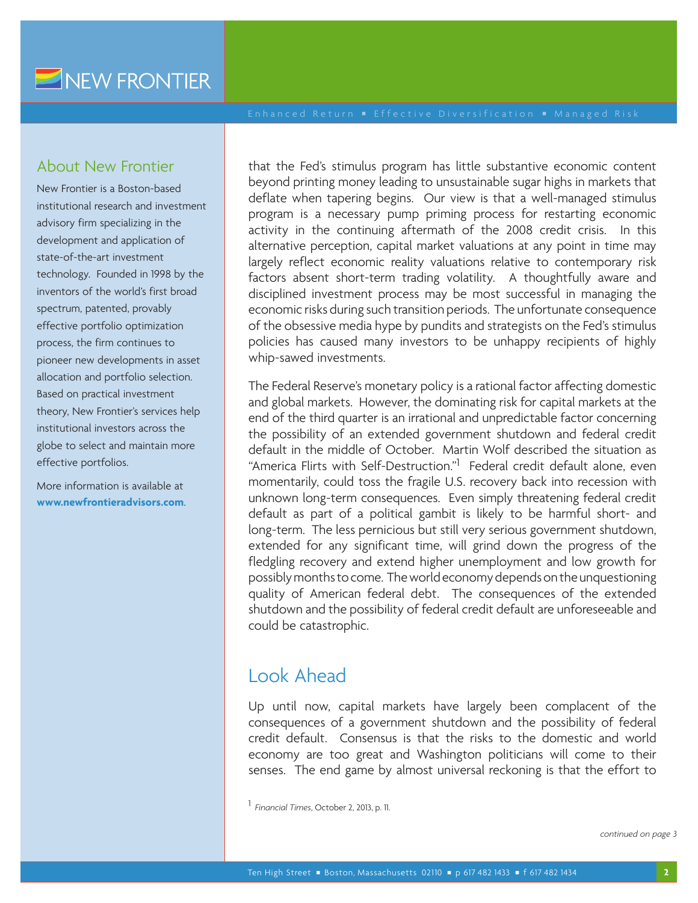## About New Frontier

New Frontier is a Boston-based institutional research and investment advisory firm specializing in the development and application of state-of-the-art investment technology. Founded in 1998 by the inventors of the world's first broad spectrum, patented, provably effective portfolio optimization process, the firm continues to pioneer new developments in asset allocation and portfolio selection. Based on practical investment theory, New Frontier's services help institutional investors across the globe to select and maintain more effective portfolios.

More information is available at **www.newfrontieradvisors.com**.

that the Fed's stimulus program has little substantive economic content beyond printing money leading to unsustainable sugar highs in markets that deflate when tapering begins. Our view is that a well-managed stimulus program is a necessary pump priming process for restarting economic activity in the continuing aftermath of the 2008 credit crisis. In this alternative perception, capital market valuations at any point in time may largely reflect economic reality valuations relative to contemporary risk factors absent short-term trading volatility. A thoughtfully aware and disciplined investment process may be most successful in managing the economic risks during such transition periods. The unfortunate consequence of the obsessive media hype by pundits and strategists on the Fed's stimulus policies has caused many investors to be unhappy recipients of highly whip-sawed investments.

The Federal Reserve's monetary policy is a rational factor affecting domestic and global markets. However, the dominating risk for capital markets at the end of the third quarter is an irrational and unpredictable factor concerning the possibility of an extended government shutdown and federal credit default in the middle of October. Martin Wolf described the situation as "America Flirts with Self-Destruction."[1] Federal credit default alone, even momentarily, could toss the fragile U.S. recovery back into recession with unknown long-term consequences. Even simply threatening federal credit default as part of a political gambit is likely to be harmful short- and long-term. The less pernicious but still very serious government shutdown, extended for any significant time, will grind down the progress of the fledgling recovery and extend higher unemployment and low growth for possibly months to come. The world economy depends on the unquestioning quality of American federal debt. The consequences of the extended shutdown and the possibility of federal credit default are unforeseeable and could be catastrophic.

## Look Ahead

Up until now, capital markets have largely been complacent of the consequences of a government shutdown and the possibility of federal credit default. Consensus is that the risks to the domestic and world economy are too great and Washington politicians will come to their senses. The end game by almost universal reckoning is that the effort to

[1] *Financial Times*, October 2, 2013, p. 11.

*continued on page 3*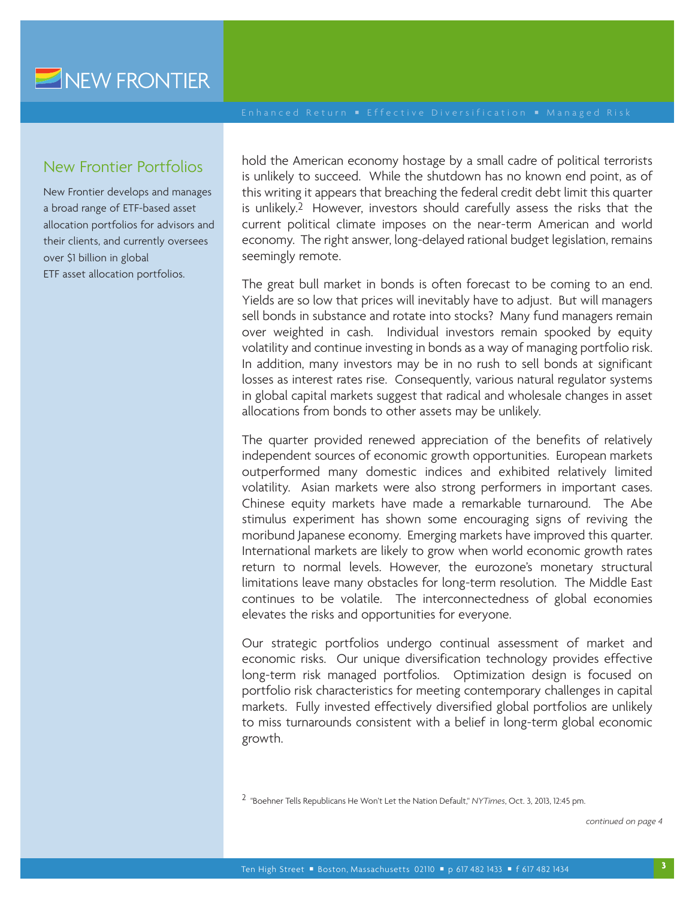## New Frontier Portfolios

New Frontier develops and manages a broad range of ETF-based asset allocation portfolios for advisors and their clients, and currently oversees over $1 billion in global ETF asset allocation portfolios.

hold the American economy hostage by a small cadre of political terrorists is unlikely to succeed. While the shutdown has no known end point, as of this writing it appears that breaching the federal credit debt limit this quarter is unlikely.[2] However, investors should carefully assess the risks that the current political climate imposes on the near-term American and world economy. The right answer, long-delayed rational budget legislation, remains seemingly remote.

The great bull market in bonds is often forecast to be coming to an end. Yields are so low that prices will inevitably have to adjust. But will managers sell bonds in substance and rotate into stocks? Many fund managers remain over weighted in cash. Individual investors remain spooked by equity volatility and continue investing in bonds as a way of managing portfolio risk. In addition, many investors may be in no rush to sell bonds at significant losses as interest rates rise. Consequently, various natural regulator systems in global capital markets suggest that radical and wholesale changes in asset allocations from bonds to other assets may be unlikely.

The quarter provided renewed appreciation of the benefits of relatively independent sources of economic growth opportunities. European markets outperformed many domestic indices and exhibited relatively limited volatility. Asian markets were also strong performers in important cases. Chinese equity markets have made a remarkable turnaround. The Abe stimulus experiment has shown some encouraging signs of reviving the moribund Japanese economy. Emerging markets have improved this quarter. International markets are likely to grow when world economic growth rates return to normal levels. However, the eurozone's monetary structural limitations leave many obstacles for long-term resolution. The Middle East continues to be volatile. The interconnectedness of global economies elevates the risks and opportunities for everyone.

Our strategic portfolios undergo continual assessment of market and economic risks. Our unique diversification technology provides effective long-term risk managed portfolios. Optimization design is focused on portfolio risk characteristics for meeting contemporary challenges in capital markets. Fully invested effectively diversified global portfolios are unlikely to miss turnarounds consistent with a belief in long-term global economic growth.

[2] "Boehner Tells Republicans He Won't Let the Nation Default," *NYTimes*, Oct. 3, 2013, 12:45 pm.

*continued on page 4*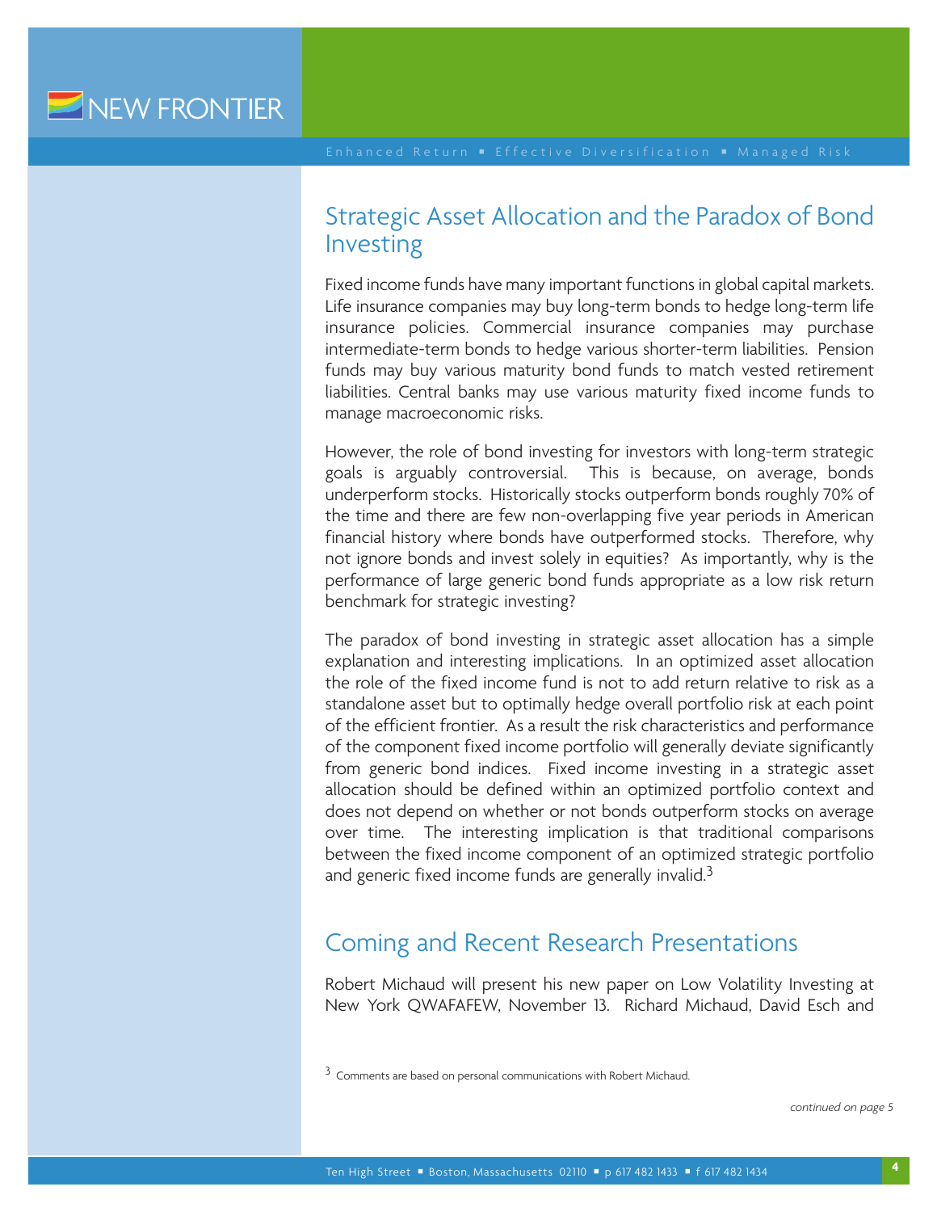## Strategic Asset Allocation and the Paradox of Bond Investing

Fixed income funds have many important functions in global capital markets. Life insurance companies may buy long-term bonds to hedge long-term life insurance policies. Commercial insurance companies may purchase intermediate-term bonds to hedge various shorter-term liabilities. Pension funds may buy various maturity bond funds to match vested retirement liabilities. Central banks may use various maturity fixed income funds to manage macroeconomic risks.

However, the role of bond investing for investors with long-term strategic goals is arguably controversial. This is because, on average, bonds underperform stocks. Historically stocks outperform bonds roughly 70% of the time and there are few non-overlapping five year periods in American financial history where bonds have outperformed stocks. Therefore, why not ignore bonds and invest solely in equities? As importantly, why is the performance of large generic bond funds appropriate as a low risk return benchmark for strategic investing?

The paradox of bond investing in strategic asset allocation has a simple explanation and interesting implications. In an optimized asset allocation the role of the fixed income fund is not to add return relative to risk as a standalone asset but to optimally hedge overall portfolio risk at each point of the efficient frontier. As a result the risk characteristics and performance of the component fixed income portfolio will generally deviate significantly from generic bond indices. Fixed income investing in a strategic asset allocation should be defined within an optimized portfolio context and does not depend on whether or not bonds outperform stocks on average over time. The interesting implication is that traditional comparisons between the fixed income component of an optimized strategic portfolio and generic fixed income funds are generally invalid.[3]

## Coming and Recent Research Presentations

Robert Michaud will present his new paper on Low Volatility Investing at New York QWAFAFEW, November 13. Richard Michaud, David Esch and

[3] Comments are based on personal communications with Robert Michaud.

*continued on page 5*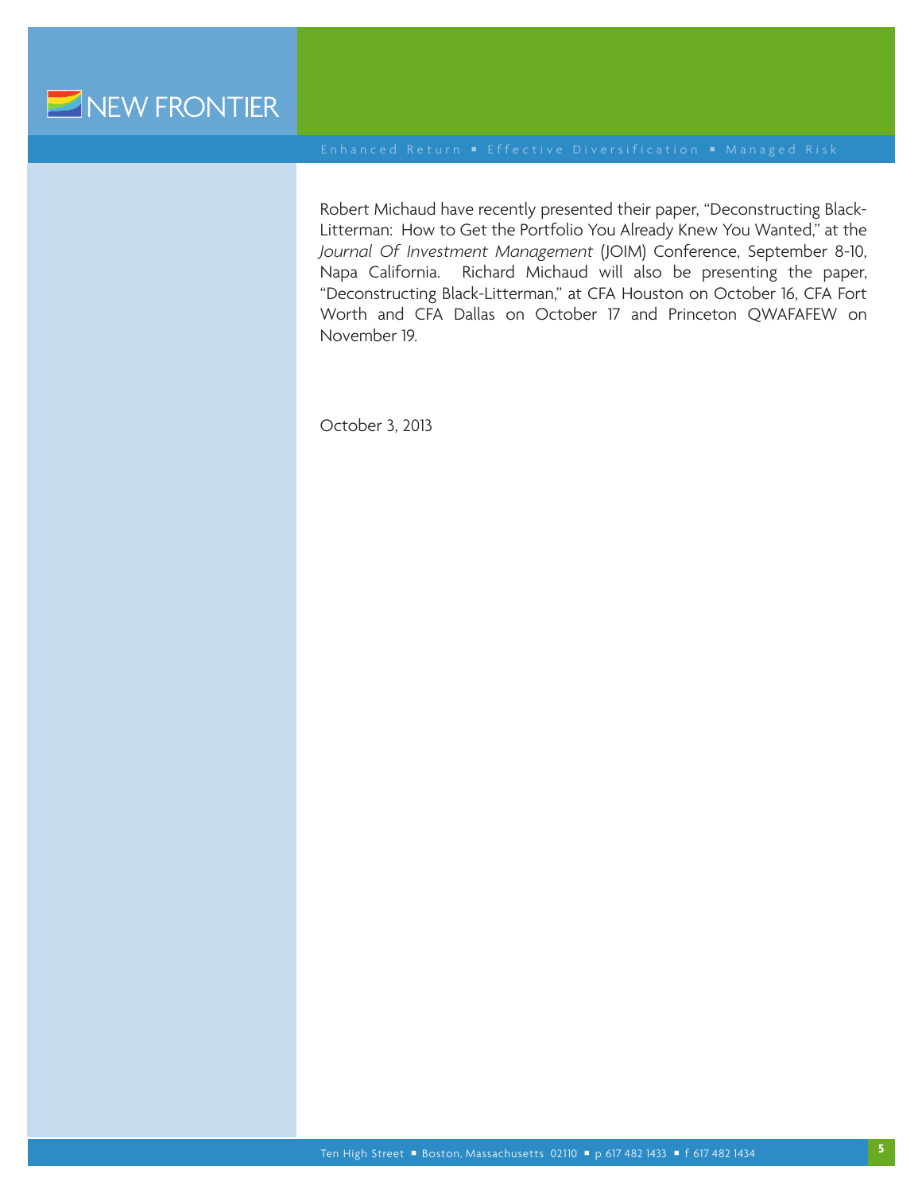Robert Michaud have recently presented their paper, “Deconstructing Black-Litterman: How to Get the Portfolio You Already Knew You Wanted,” at the *Journal Of Investment Management* (JOIM) Conference, September 8-10, Napa California. Richard Michaud will also be presenting the paper, “Deconstructing Black-Litterman,” at CFA Houston on October 16, CFA Fort Worth and CFA Dallas on October 17 and Princeton QWAFAFEW on November 19.

October 3, 2013